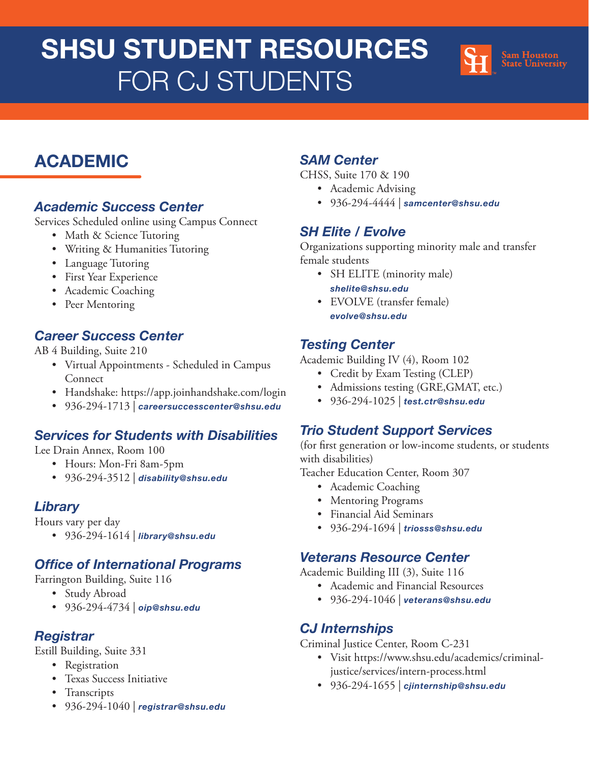# SHSU STUDENT RESOURCES FOR CJ STUDENTS

Sam Houston State University

## ACADEMIC

### *Academic Success Center*

Services Scheduled online using Campus Connect

- Math & Science Tutoring
- Writing & Humanities Tutoring
- Language Tutoring
- First Year Experience
- Academic Coaching
- Peer Mentoring

### *Career Success Center*

AB 4 Building, Suite 210

- Virtual Appointments - Scheduled in Campus Connect
- Handshake: https://app.joinhandshake.com/login
- 936-294-1713 | ***careersuccesscenter@shsu.edu***

### *Services for Students with Disabilities*

Lee Drain Annex, Room 100

- Hours: Mon-Fri 8am-5pm
- 936-294-3512 | ***disability@shsu.edu***

### *Library*

Hours vary per day

- 936-294-1614 | ***library@shsu.edu***

### *Office of International Programs*

Farrington Building, Suite 116

- Study Abroad
- 936-294-4734 | ***oip@shsu.edu***

### *Registrar*

Estill Building, Suite 331

- Registration
- Texas Success Initiative
- Transcripts
- 936-294-1040 | ***registrar@shsu.edu***

### *SAM Center*

CHSS, Suite 170 & 190

- Academic Advising
- 936-294-4444 | ***samcenter@shsu.edu***

### *SH Elite / Evolve*

Organizations supporting minority male and transfer female students

- SH ELITE (minority male) ***shelite@shsu.edu***
- EVOLVE (transfer female) ***evolve@shsu.edu***

### *Testing Center*

Academic Building IV (4), Room 102

- Credit by Exam Testing (CLEP)
- Admissions testing (GRE,GMAT, etc.)
- 936-294-1025 | ***test.ctr@shsu.edu***

### *Trio Student Support Services*

(for first generation or low-income students, or students with disabilities)

Teacher Education Center, Room 307

- Academic Coaching
- Mentoring Programs
- Financial Aid Seminars
- 936-294-1694 | ***triosss@shsu.edu***

### *Veterans Resource Center*

Academic Building III (3), Suite 116

- Academic and Financial Resources
- 936-294-1046 | ***veterans@shsu.edu***

### *CJ Internships*

Criminal Justice Center, Room C-231

- Visit https://www.shsu.edu/academics/criminal-justice/services/intern-process.html
- 936-294-1655 | ***cjinternship@shsu.edu***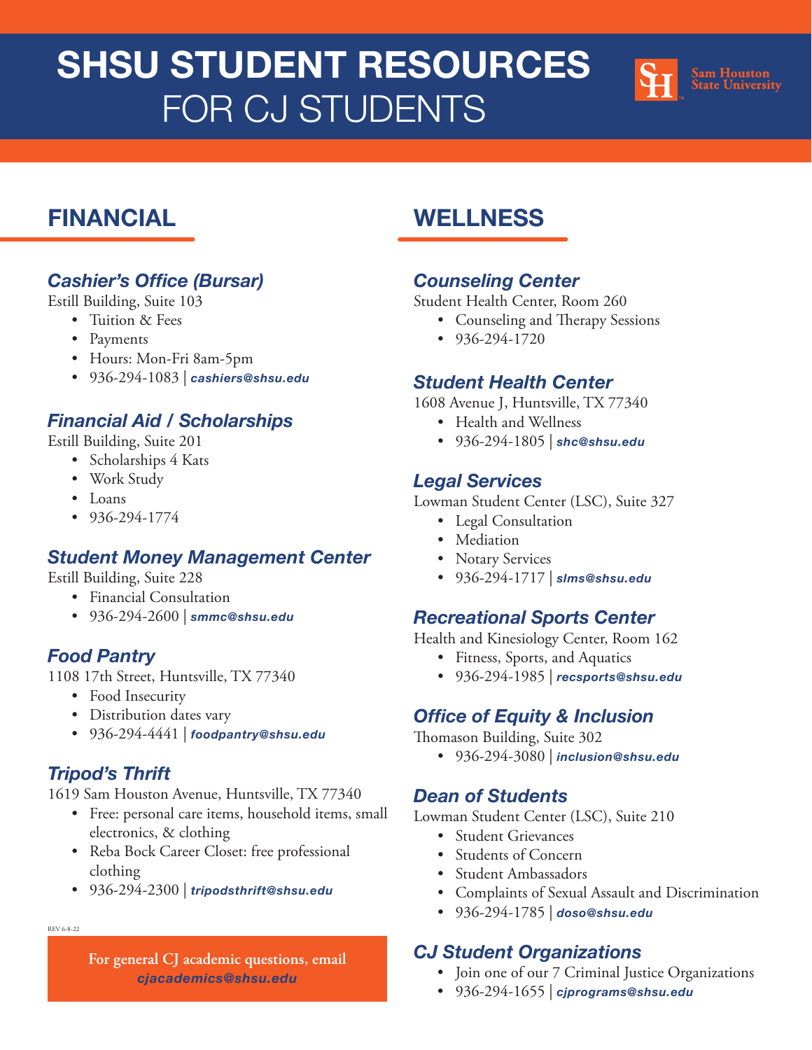# SHSU STUDENT RESOURCES FOR CJ STUDENTS

Sam Houston State University

## FINANCIAL

### *Cashier's Office (Bursar)*

Estill Building, Suite 103

- Tuition & Fees
- Payments
- Hours: Mon-Fri 8am-5pm
- 936-294-1083 | *cashiers@shsu.edu*

### *Financial Aid / Scholarships*

Estill Building, Suite 201

- Scholarships 4 Kats
- Work Study
- Loans
- 936-294-1774

### *Student Money Management Center*

Estill Building, Suite 228

- Financial Consultation
- 936-294-2600 | *smmc@shsu.edu*

### *Food Pantry*

1108 17th Street, Huntsville, TX 77340

- Food Insecurity
- Distribution dates vary
- 936-294-4441 | *foodpantry@shsu.edu*

### *Tripod's Thrift*

1619 Sam Houston Avenue, Huntsville, TX 77340

- Free: personal care items, household items, small electronics, & clothing
- Reba Bock Career Closet: free professional clothing
- 936-294-2300 | *tripodsthrift@shsu.edu*

REV 6-8-22

**For general CJ academic questions, email *cjacademics@shsu.edu***

## WELLNESS

### *Counseling Center*

Student Health Center, Room 260

- Counseling and Therapy Sessions
- 936-294-1720

### *Student Health Center*

1608 Avenue J, Huntsville, TX 77340

- Health and Wellness
- 936-294-1805 | *shc@shsu.edu*

### *Legal Services*

Lowman Student Center (LSC), Suite 327

- Legal Consultation
- Mediation
- Notary Services
- 936-294-1717 | *slms@shsu.edu*

### *Recreational Sports Center*

Health and Kinesiology Center, Room 162

- Fitness, Sports, and Aquatics
- 936-294-1985 | *recsports@shsu.edu*

### *Office of Equity & Inclusion*

Thomason Building, Suite 302

- 936-294-3080 | *inclusion@shsu.edu*

### *Dean of Students*

Lowman Student Center (LSC), Suite 210

- Student Grievances
- Students of Concern
- Student Ambassadors
- Complaints of Sexual Assault and Discrimination
- 936-294-1785 | *doso@shsu.edu*

### *CJ Student Organizations*

- Join one of our 7 Criminal Justice Organizations
- 936-294-1655 | *cjprograms@shsu.edu*